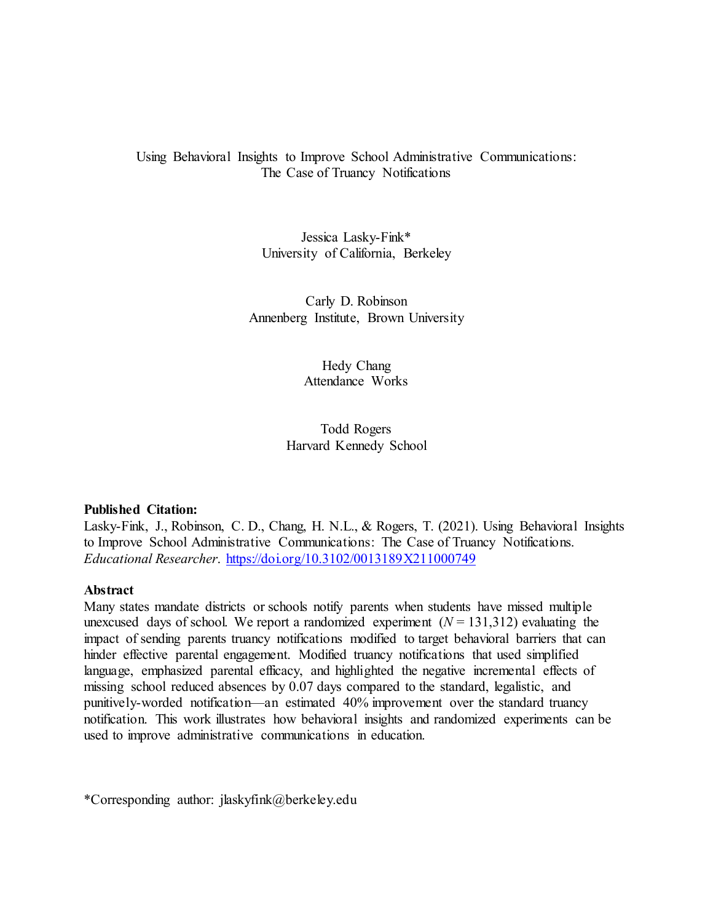# Using Behavioral Insights to Improve School Administrative Communications: The Case of Truancy Notifications

Jessica Lasky-Fink*
University of California, Berkeley

Carly D. Robinson
Annenberg Institute, Brown University

Hedy Chang
Attendance Works

Todd Rogers
Harvard Kennedy School

**Published Citation:**
Lasky-Fink, J., Robinson, C. D., Chang, H. N.L., & Rogers, T. (2021). Using Behavioral Insights to Improve School Administrative Communications: The Case of Truancy Notifications. *Educational Researcher*. https://doi.org/10.3102/0013189X211000749

**Abstract**
Many states mandate districts or schools notify parents when students have missed multiple unexcused days of school. We report a randomized experiment ($N$ = 131,312) evaluating the impact of sending parents truancy notifications modified to target behavioral barriers that can hinder effective parental engagement. Modified truancy notifications that used simplified language, emphasized parental efficacy, and highlighted the negative incremental effects of missing school reduced absences by 0.07 days compared to the standard, legalistic, and punitively-worded notification—an estimated 40% improvement over the standard truancy notification. This work illustrates how behavioral insights and randomized experiments can be used to improve administrative communications in education.

*Corresponding author: jlaskyfink@berkeley.edu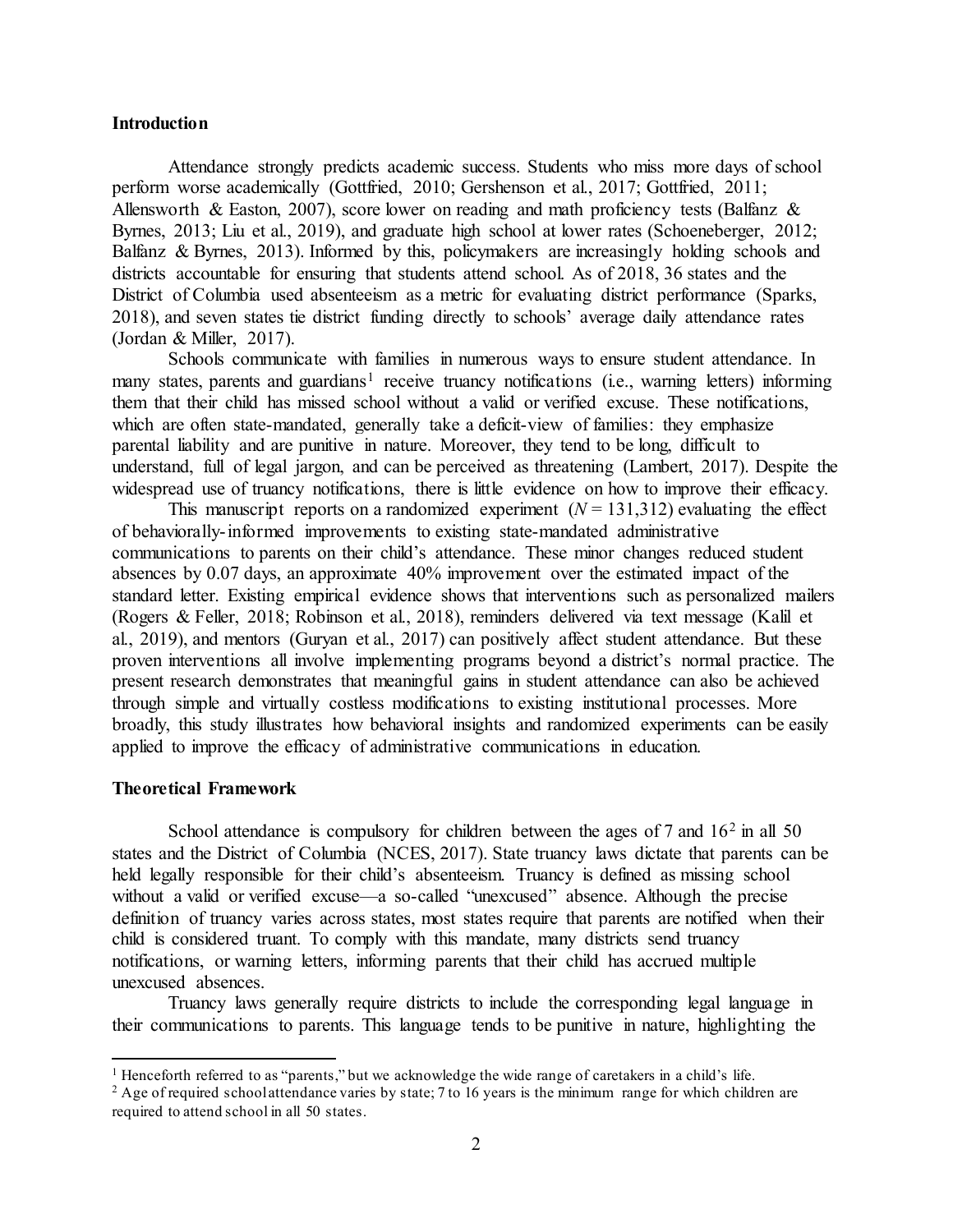## Introduction

Attendance strongly predicts academic success. Students who miss more days of school perform worse academically (Gottfried, 2010; Gershenson et al., 2017; Gottfried, 2011; Allensworth & Easton, 2007), score lower on reading and math proficiency tests (Balfanz & Byrnes, 2013; Liu et al., 2019), and graduate high school at lower rates (Schoeneberger, 2012; Balfanz & Byrnes, 2013). Informed by this, policymakers are increasingly holding schools and districts accountable for ensuring that students attend school. As of 2018, 36 states and the District of Columbia used absenteeism as a metric for evaluating district performance (Sparks, 2018), and seven states tie district funding directly to schools' average daily attendance rates (Jordan & Miller, 2017).

Schools communicate with families in numerous ways to ensure student attendance. In many states, parents and guardians[1] receive truancy notifications (i.e., warning letters) informing them that their child has missed school without a valid or verified excuse. These notifications, which are often state-mandated, generally take a deficit-view of families: they emphasize parental liability and are punitive in nature. Moreover, they tend to be long, difficult to understand, full of legal jargon, and can be perceived as threatening (Lambert, 2017). Despite the widespread use of truancy notifications, there is little evidence on how to improve their efficacy.

This manuscript reports on a randomized experiment ($N = 131{,}312$) evaluating the effect of behaviorally-informed improvements to existing state-mandated administrative communications to parents on their child's attendance. These minor changes reduced student absences by 0.07 days, an approximate 40% improvement over the estimated impact of the standard letter. Existing empirical evidence shows that interventions such as personalized mailers (Rogers & Feller, 2018; Robinson et al., 2018), reminders delivered via text message (Kalil et al., 2019), and mentors (Guryan et al., 2017) can positively affect student attendance. But these proven interventions all involve implementing programs beyond a district's normal practice. The present research demonstrates that meaningful gains in student attendance can also be achieved through simple and virtually costless modifications to existing institutional processes. More broadly, this study illustrates how behavioral insights and randomized experiments can be easily applied to improve the efficacy of administrative communications in education.

## Theoretical Framework

School attendance is compulsory for children between the ages of 7 and 16[2] in all 50 states and the District of Columbia (NCES, 2017). State truancy laws dictate that parents can be held legally responsible for their child's absenteeism. Truancy is defined as missing school without a valid or verified excuse—a so-called "unexcused" absence. Although the precise definition of truancy varies across states, most states require that parents are notified when their child is considered truant. To comply with this mandate, many districts send truancy notifications, or warning letters, informing parents that their child has accrued multiple unexcused absences.

Truancy laws generally require districts to include the corresponding legal language in their communications to parents. This language tends to be punitive in nature, highlighting the

[1] Henceforth referred to as "parents," but we acknowledge the wide range of caretakers in a child's life.

[2] Age of required school attendance varies by state; 7 to 16 years is the minimum range for which children are required to attend school in all 50 states.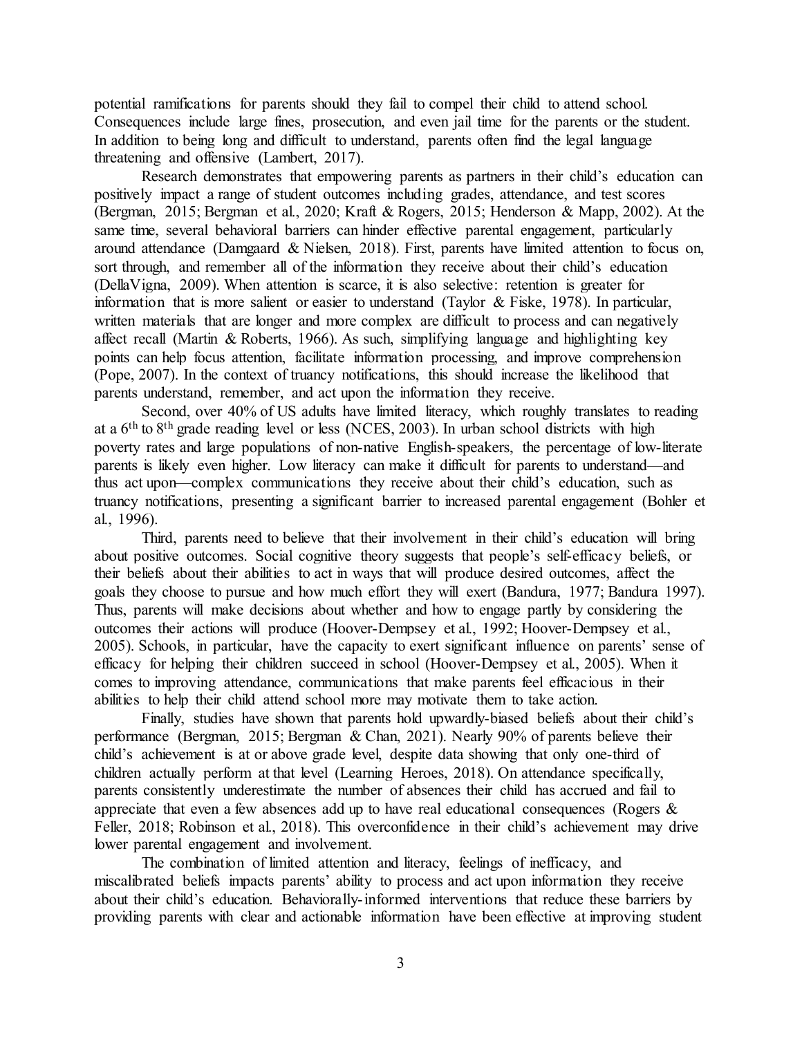potential ramifications for parents should they fail to compel their child to attend school. Consequences include large fines, prosecution, and even jail time for the parents or the student. In addition to being long and difficult to understand, parents often find the legal language threatening and offensive (Lambert, 2017).

Research demonstrates that empowering parents as partners in their child's education can positively impact a range of student outcomes including grades, attendance, and test scores (Bergman, 2015; Bergman et al., 2020; Kraft & Rogers, 2015; Henderson & Mapp, 2002). At the same time, several behavioral barriers can hinder effective parental engagement, particularly around attendance (Damgaard & Nielsen, 2018). First, parents have limited attention to focus on, sort through, and remember all of the information they receive about their child's education (DellaVigna, 2009). When attention is scarce, it is also selective: retention is greater for information that is more salient or easier to understand (Taylor & Fiske, 1978). In particular, written materials that are longer and more complex are difficult to process and can negatively affect recall (Martin & Roberts, 1966). As such, simplifying language and highlighting key points can help focus attention, facilitate information processing, and improve comprehension (Pope, 2007). In the context of truancy notifications, this should increase the likelihood that parents understand, remember, and act upon the information they receive.

Second, over 40% of US adults have limited literacy, which roughly translates to reading at a 6th to 8th grade reading level or less (NCES, 2003). In urban school districts with high poverty rates and large populations of non-native English-speakers, the percentage of low-literate parents is likely even higher. Low literacy can make it difficult for parents to understand—and thus act upon—complex communications they receive about their child's education, such as truancy notifications, presenting a significant barrier to increased parental engagement (Bohler et al., 1996).

Third, parents need to believe that their involvement in their child's education will bring about positive outcomes. Social cognitive theory suggests that people's self-efficacy beliefs, or their beliefs about their abilities to act in ways that will produce desired outcomes, affect the goals they choose to pursue and how much effort they will exert (Bandura, 1977; Bandura 1997). Thus, parents will make decisions about whether and how to engage partly by considering the outcomes their actions will produce (Hoover-Dempsey et al., 1992; Hoover-Dempsey et al., 2005). Schools, in particular, have the capacity to exert significant influence on parents' sense of efficacy for helping their children succeed in school (Hoover-Dempsey et al., 2005). When it comes to improving attendance, communications that make parents feel efficacious in their abilities to help their child attend school more may motivate them to take action.

Finally, studies have shown that parents hold upwardly-biased beliefs about their child's performance (Bergman, 2015; Bergman & Chan, 2021). Nearly 90% of parents believe their child's achievement is at or above grade level, despite data showing that only one-third of children actually perform at that level (Learning Heroes, 2018). On attendance specifically, parents consistently underestimate the number of absences their child has accrued and fail to appreciate that even a few absences add up to have real educational consequences (Rogers & Feller, 2018; Robinson et al., 2018). This overconfidence in their child's achievement may drive lower parental engagement and involvement.

The combination of limited attention and literacy, feelings of inefficacy, and miscalibrated beliefs impacts parents' ability to process and act upon information they receive about their child's education. Behaviorally-informed interventions that reduce these barriers by providing parents with clear and actionable information have been effective at improving student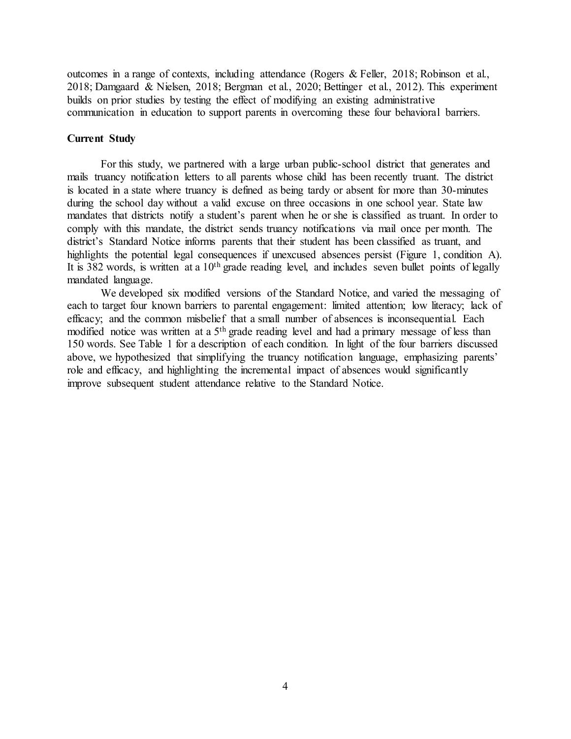outcomes in a range of contexts, including attendance (Rogers & Feller, 2018; Robinson et al., 2018; Damgaard & Nielsen, 2018; Bergman et al., 2020; Bettinger et al., 2012). This experiment builds on prior studies by testing the effect of modifying an existing administrative communication in education to support parents in overcoming these four behavioral barriers.

**Current Study**

For this study, we partnered with a large urban public-school district that generates and mails truancy notification letters to all parents whose child has been recently truant. The district is located in a state where truancy is defined as being tardy or absent for more than 30-minutes during the school day without a valid excuse on three occasions in one school year. State law mandates that districts notify a student's parent when he or she is classified as truant. In order to comply with this mandate, the district sends truancy notifications via mail once per month. The district's Standard Notice informs parents that their student has been classified as truant, and highlights the potential legal consequences if unexcused absences persist (Figure 1, condition A). It is 382 words, is written at a 10th grade reading level, and includes seven bullet points of legally mandated language.

We developed six modified versions of the Standard Notice, and varied the messaging of each to target four known barriers to parental engagement: limited attention; low literacy; lack of efficacy; and the common misbelief that a small number of absences is inconsequential. Each modified notice was written at a 5th grade reading level and had a primary message of less than 150 words. See Table 1 for a description of each condition. In light of the four barriers discussed above, we hypothesized that simplifying the truancy notification language, emphasizing parents' role and efficacy, and highlighting the incremental impact of absences would significantly improve subsequent student attendance relative to the Standard Notice.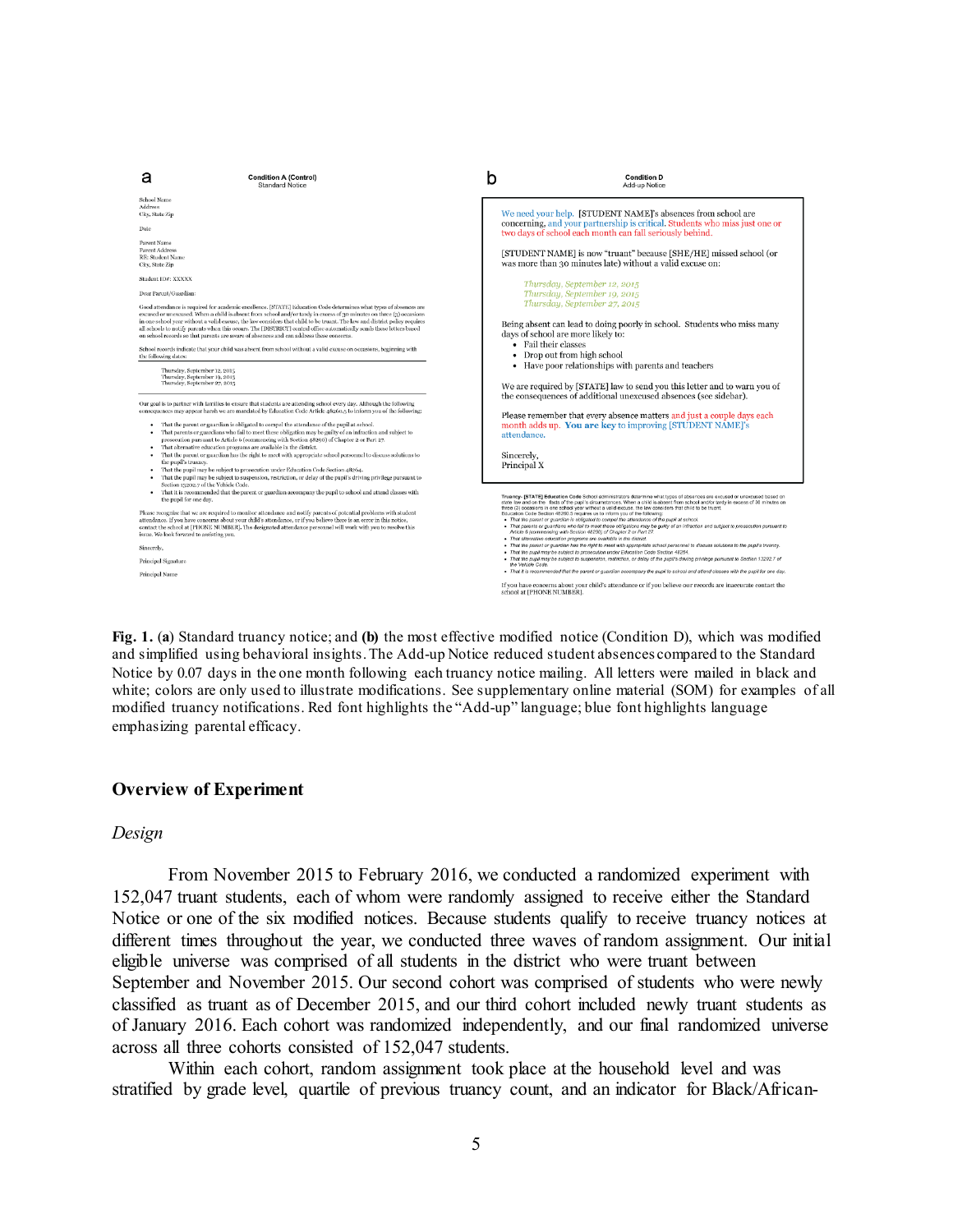**a**

Condition A (Control)
Standard Notice

School Name
Address
City, State Zip

Date

Parent Name
Parent Address
RE: Student Name
City, State Zip

Student ID#: XXXXX

Dear Parent/Guardian:

Good attendance is required for academic excellence. [STATE] Education Code determines what types of absences are excused or unexcused. When a child is absent from school and/or tardy in excess of 30 minutes on three (3) occasions in one school year without a valid excuse, the law considers that child to be truant. The law and district policy requires all schools to notify parents when this occurs. The [DISTRICT] central office automatically sends these letters based on school records so that parents are aware of absences and can address these concerns.

School records indicate that your child was absent from school without a valid excuse on occasions, beginning with the following dates:

Thursday, September 12, 2015
Thursday, September 19, 2015
Thursday, September 27, 2015

Our goal is to partner with families to ensure that students are attending school every day. Although the following consequences may appear harsh we are mandated by Education Code Article 48260.5 to inform you of the following:

- That the parent or guardian is obligated to compel the attendance of the pupil at school.
- That parents or guardians who fail to meet these obligation may be guilty of an infraction and subject to prosecution pursuant to Article 6 (commencing with Section 48290) of Chapter 2 or Part 27.
- That alternative education programs are available in the district.
- That the parent or guardian has the right to meet with appropriate school personnel to discuss solutions to the pupil's truancy.
- That the pupil may be subject to prosecution under Education Code Section 48264.
- That the pupil may be subject to suspension, restriction, or delay of the pupil's driving privilege pursuant to Section 13202.7 of the Vehicle Code.
- That it is recommended that the parent or guardian accompany the pupil to school and attend classes with the pupil for one day.

Please recognize that we are required to monitor attendance and notify parents of potential problems with student attendance. If you have concerns about your child's attendance, or if you believe there is an error in this notice, contact the school at [PHONE NUMBER]. The designated attendance personnel will work with you to resolve this issue. We look forward to assisting you.

Sincerely,

Principal Signature

Principal Name

**b**

Condition D
Add-up Notice

We need your help. [STUDENT NAME]'s absences from school are concerning, and your partnership is critical. Students who miss just one or two days of school each month can fall seriously behind.

[STUDENT NAME] is now "truant" because [SHE/HE] missed school (or was more than 30 minutes late) without a valid excuse on:

*Thursday, September 12, 2015*
*Thursday, September 19, 2015*
*Thursday, September 27, 2015*

Being absent can lead to doing poorly in school. Students who miss many days of school are more likely to:

- Fail their classes
- Drop out from high school
- Have poor relationships with parents and teachers

We are required by [STATE] law to send you this letter and to warn you of the consequences of additional unexcused absences (see sidebar).

Please remember that every absence matters and just a couple days each month adds up. **You are key** to improving [STUDENT NAME]'s attendance.

Sincerely,
Principal X

**Truancy-** [STATE] Education Code School administrators determine what types of absences are excused or unexcused based on state law and on the facts of the pupil's circumstances. When a child is absent from school and/or tardy in excess of 30 minutes on three (3) occasions in one school year without a valid excuse, the law considers that child to be truant. Education Code Section 48260.5 requires us to inform you of the following:

- *That the parent or guardian is obligated to compel the attendance of the pupil at school.*
- *That parents or guardians who fail to meet these obligations may be guilty of an infraction and subject to prosecution pursuant to Article 6 (commencing with Section 48290) of Chapter 2 or Part 27.*
- *That alternative education programs are available in the district.*
- *That the parent or guardian has the right to meet with appropriate school personnel to discuss solutions to the pupil's truancy.*
- *That the pupil may be subject to prosecution under Education Code Section 48264.*
- *That the pupil may be subject to suspension, restriction, or delay of the pupil's driving privilege pursuant to Section 13202.7 of the Vehicle Code.*
- *That it is recommended that the parent or guardian accompany the pupil to school and attend classes with the pupil for one day.*

If you have concerns about your child's attendance or if you believe our records are inaccurate contact the school at [PHONE NUMBER].

**Fig. 1.** (**a**) Standard truancy notice; and **(b)** the most effective modified notice (Condition D), which was modified and simplified using behavioral insights. The Add-up Notice reduced student absences compared to the Standard Notice by 0.07 days in the one month following each truancy notice mailing. All letters were mailed in black and white; colors are only used to illustrate modifications. See supplementary online material (SOM) for examples of all modified truancy notifications. Red font highlights the "Add-up" language; blue font highlights language emphasizing parental efficacy.

## Overview of Experiment

### *Design*

From November 2015 to February 2016, we conducted a randomized experiment with 152,047 truant students, each of whom were randomly assigned to receive either the Standard Notice or one of the six modified notices. Because students qualify to receive truancy notices at different times throughout the year, we conducted three waves of random assignment. Our initial eligible universe was comprised of all students in the district who were truant between September and November 2015. Our second cohort was comprised of students who were newly classified as truant as of December 2015, and our third cohort included newly truant students as of January 2016. Each cohort was randomized independently, and our final randomized universe across all three cohorts consisted of 152,047 students.

Within each cohort, random assignment took place at the household level and was stratified by grade level, quartile of previous truancy count, and an indicator for Black/African-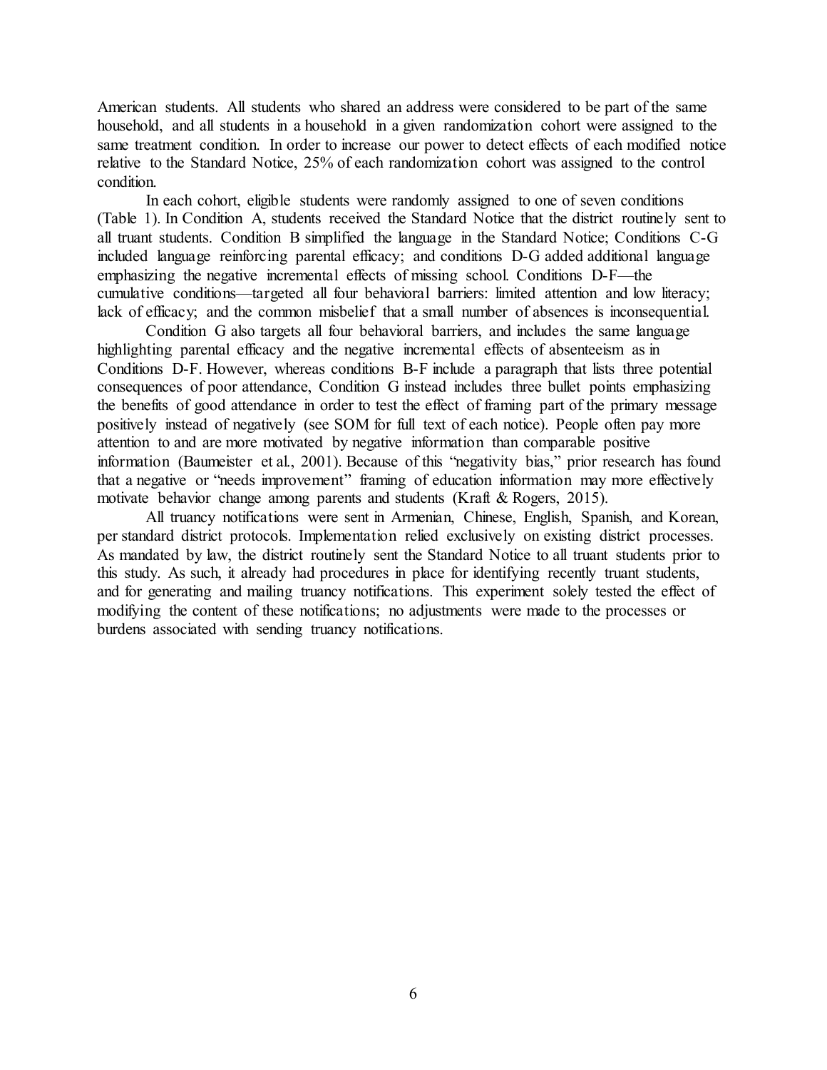American students. All students who shared an address were considered to be part of the same household, and all students in a household in a given randomization cohort were assigned to the same treatment condition. In order to increase our power to detect effects of each modified notice relative to the Standard Notice, 25% of each randomization cohort was assigned to the control condition.

In each cohort, eligible students were randomly assigned to one of seven conditions (Table 1). In Condition A, students received the Standard Notice that the district routinely sent to all truant students. Condition B simplified the language in the Standard Notice; Conditions C-G included language reinforcing parental efficacy; and conditions D-G added additional language emphasizing the negative incremental effects of missing school. Conditions D-F—the cumulative conditions—targeted all four behavioral barriers: limited attention and low literacy; lack of efficacy; and the common misbelief that a small number of absences is inconsequential.

Condition G also targets all four behavioral barriers, and includes the same language highlighting parental efficacy and the negative incremental effects of absenteeism as in Conditions D-F. However, whereas conditions B-F include a paragraph that lists three potential consequences of poor attendance, Condition G instead includes three bullet points emphasizing the benefits of good attendance in order to test the effect of framing part of the primary message positively instead of negatively (see SOM for full text of each notice). People often pay more attention to and are more motivated by negative information than comparable positive information (Baumeister et al., 2001). Because of this "negativity bias," prior research has found that a negative or "needs improvement" framing of education information may more effectively motivate behavior change among parents and students (Kraft & Rogers, 2015).

All truancy notifications were sent in Armenian, Chinese, English, Spanish, and Korean, per standard district protocols. Implementation relied exclusively on existing district processes. As mandated by law, the district routinely sent the Standard Notice to all truant students prior to this study. As such, it already had procedures in place for identifying recently truant students, and for generating and mailing truancy notifications. This experiment solely tested the effect of modifying the content of these notifications; no adjustments were made to the processes or burdens associated with sending truancy notifications.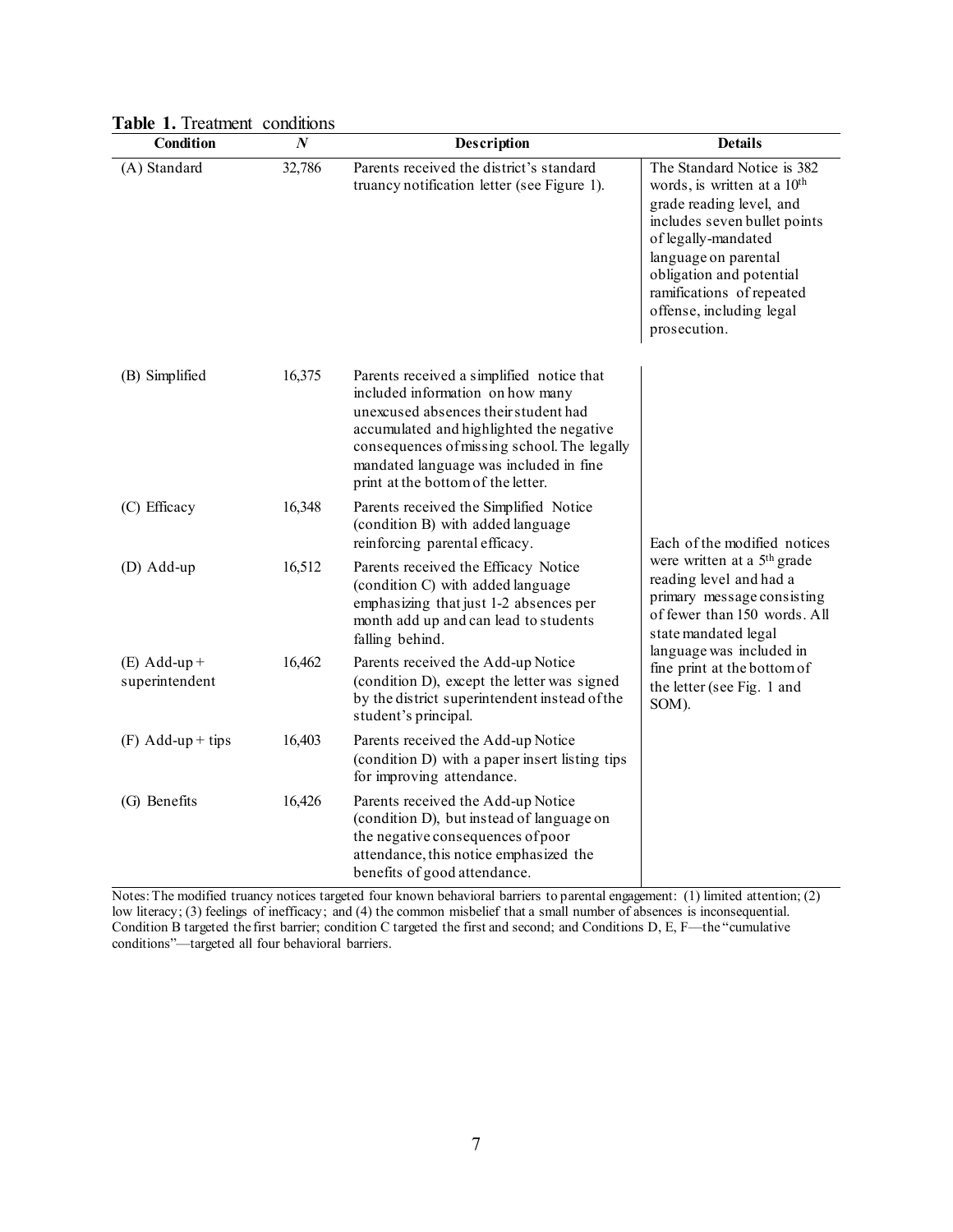**Table 1.** Treatment conditions

| Condition | *N* | Description | Details |
|---|---|---|---|
| (A) Standard | 32,786 | Parents received the district's standard truancy notification letter (see Figure 1). | The Standard Notice is 382 words, is written at a 10th grade reading level, and includes seven bullet points of legally-mandated language on parental obligation and potential ramifications of repeated offense, including legal prosecution. |
| (B) Simplified | 16,375 | Parents received a simplified notice that included information on how many unexcused absences their student had accumulated and highlighted the negative consequences of missing school. The legally mandated language was included in fine print at the bottom of the letter. | Each of the modified notices were written at a 5th grade reading level and had a primary message consisting of fewer than 150 words. All state mandated legal language was included in fine print at the bottom of the letter (see Fig. 1 and SOM). |
| (C) Efficacy | 16,348 | Parents received the Simplified Notice (condition B) with added language reinforcing parental efficacy. | |
| (D) Add-up | 16,512 | Parents received the Efficacy Notice (condition C) with added language emphasizing that just 1-2 absences per month add up and can lead to students falling behind. | |
| (E) Add-up + superintendent | 16,462 | Parents received the Add-up Notice (condition D), except the letter was signed by the district superintendent instead of the student's principal. | |
| (F) Add-up + tips | 16,403 | Parents received the Add-up Notice (condition D) with a paper insert listing tips for improving attendance. | |
| (G) Benefits | 16,426 | Parents received the Add-up Notice (condition D), but instead of language on the negative consequences of poor attendance, this notice emphasized the benefits of good attendance. | |

Notes: The modified truancy notices targeted four known behavioral barriers to parental engagement: (1) limited attention; (2) low literacy; (3) feelings of inefficacy; and (4) the common misbelief that a small number of absences is inconsequential. Condition B targeted the first barrier; condition C targeted the first and second; and Conditions D, E, F—the "cumulative conditions"—targeted all four behavioral barriers.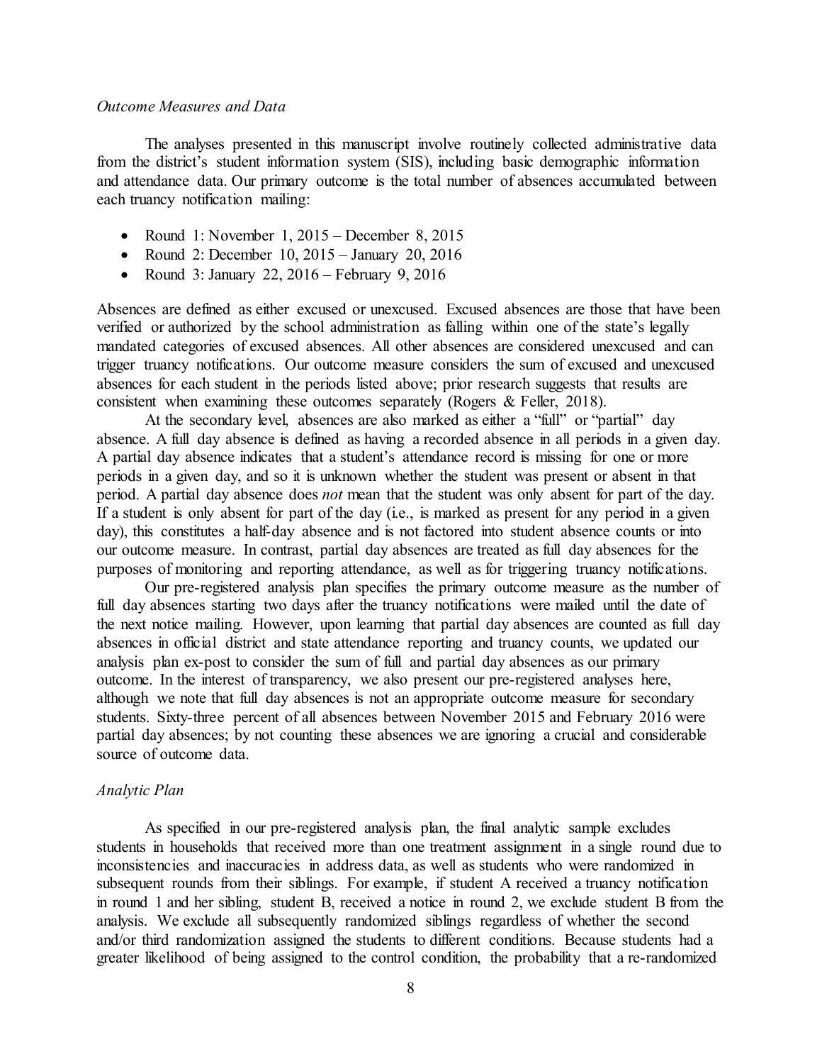*Outcome Measures and Data*

The analyses presented in this manuscript involve routinely collected administrative data from the district's student information system (SIS), including basic demographic information and attendance data. Our primary outcome is the total number of absences accumulated between each truancy notification mailing:

- Round 1: November 1, 2015 – December 8, 2015
- Round 2: December 10, 2015 – January 20, 2016
- Round 3: January 22, 2016 – February 9, 2016

Absences are defined as either excused or unexcused. Excused absences are those that have been verified or authorized by the school administration as falling within one of the state's legally mandated categories of excused absences. All other absences are considered unexcused and can trigger truancy notifications. Our outcome measure considers the sum of excused and unexcused absences for each student in the periods listed above; prior research suggests that results are consistent when examining these outcomes separately (Rogers & Feller, 2018).

At the secondary level, absences are also marked as either a "full" or "partial" day absence. A full day absence is defined as having a recorded absence in all periods in a given day. A partial day absence indicates that a student's attendance record is missing for one or more periods in a given day, and so it is unknown whether the student was present or absent in that period. A partial day absence does *not* mean that the student was only absent for part of the day. If a student is only absent for part of the day (i.e., is marked as present for any period in a given day), this constitutes a half-day absence and is not factored into student absence counts or into our outcome measure. In contrast, partial day absences are treated as full day absences for the purposes of monitoring and reporting attendance, as well as for triggering truancy notifications.

Our pre-registered analysis plan specifies the primary outcome measure as the number of full day absences starting two days after the truancy notifications were mailed until the date of the next notice mailing. However, upon learning that partial day absences are counted as full day absences in official district and state attendance reporting and truancy counts, we updated our analysis plan ex-post to consider the sum of full and partial day absences as our primary outcome. In the interest of transparency, we also present our pre-registered analyses here, although we note that full day absences is not an appropriate outcome measure for secondary students. Sixty-three percent of all absences between November 2015 and February 2016 were partial day absences; by not counting these absences we are ignoring a crucial and considerable source of outcome data.

*Analytic Plan*

As specified in our pre-registered analysis plan, the final analytic sample excludes students in households that received more than one treatment assignment in a single round due to inconsistencies and inaccuracies in address data, as well as students who were randomized in subsequent rounds from their siblings. For example, if student A received a truancy notification in round 1 and her sibling, student B, received a notice in round 2, we exclude student B from the analysis. We exclude all subsequently randomized siblings regardless of whether the second and/or third randomization assigned the students to different conditions. Because students had a greater likelihood of being assigned to the control condition, the probability that a re-randomized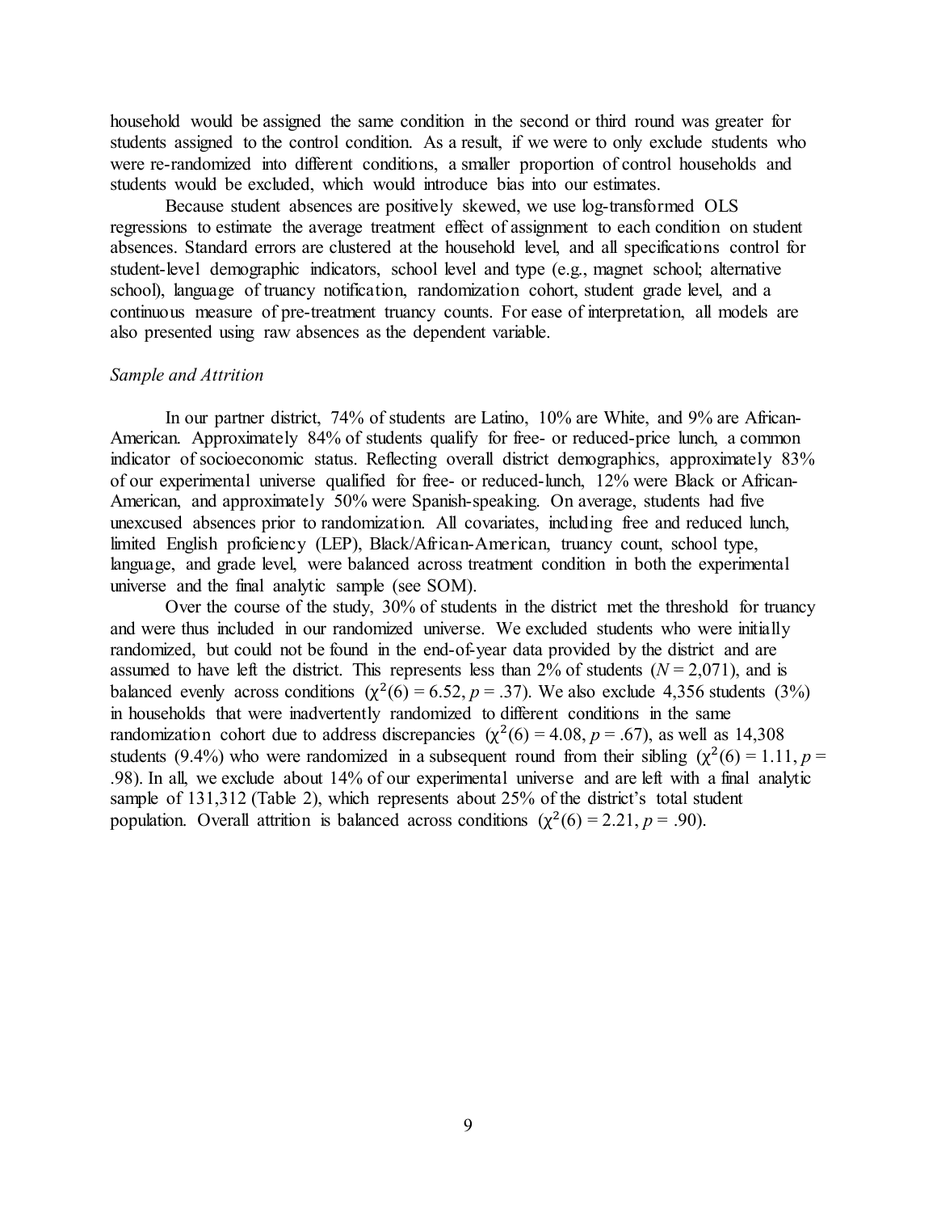household would be assigned the same condition in the second or third round was greater for students assigned to the control condition. As a result, if we were to only exclude students who were re-randomized into different conditions, a smaller proportion of control households and students would be excluded, which would introduce bias into our estimates.

Because student absences are positively skewed, we use log-transformed OLS regressions to estimate the average treatment effect of assignment to each condition on student absences. Standard errors are clustered at the household level, and all specifications control for student-level demographic indicators, school level and type (e.g., magnet school; alternative school), language of truancy notification, randomization cohort, student grade level, and a continuous measure of pre-treatment truancy counts. For ease of interpretation, all models are also presented using raw absences as the dependent variable.

### *Sample and Attrition*

In our partner district, 74% of students are Latino, 10% are White, and 9% are African-American. Approximately 84% of students qualify for free- or reduced-price lunch, a common indicator of socioeconomic status. Reflecting overall district demographics, approximately 83% of our experimental universe qualified for free- or reduced-lunch, 12% were Black or African-American, and approximately 50% were Spanish-speaking. On average, students had five unexcused absences prior to randomization. All covariates, including free and reduced lunch, limited English proficiency (LEP), Black/African-American, truancy count, school type, language, and grade level, were balanced across treatment condition in both the experimental universe and the final analytic sample (see SOM).

Over the course of the study, 30% of students in the district met the threshold for truancy and were thus included in our randomized universe. We excluded students who were initially randomized, but could not be found in the end-of-year data provided by the district and are assumed to have left the district. This represents less than 2% of students ($N = 2,071$), and is balanced evenly across conditions ($\chi^2(6) = 6.52$, $p = .37$). We also exclude 4,356 students (3%) in households that were inadvertently randomized to different conditions in the same randomization cohort due to address discrepancies ($\chi^2(6) = 4.08$, $p = .67$), as well as 14,308 students (9.4%) who were randomized in a subsequent round from their sibling ($\chi^2(6) = 1.11$, $p = .98$). In all, we exclude about 14% of our experimental universe and are left with a final analytic sample of 131,312 (Table 2), which represents about 25% of the district's total student population. Overall attrition is balanced across conditions ($\chi^2(6) = 2.21$, $p = .90$).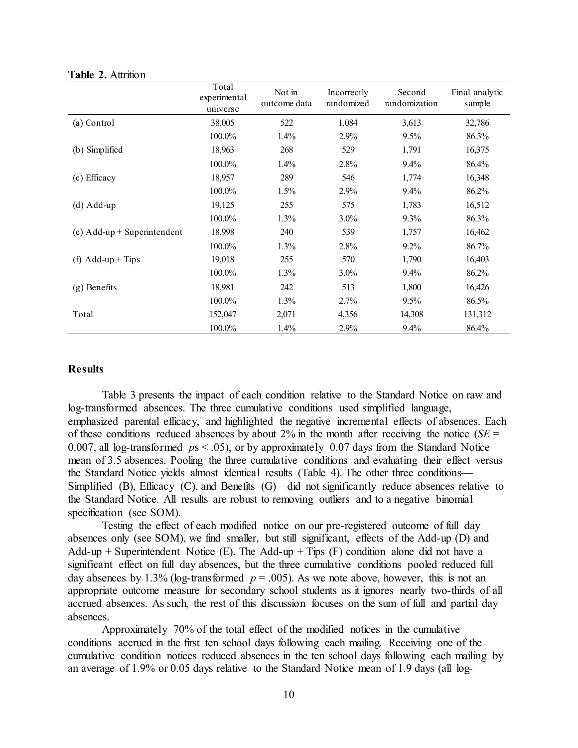**Table 2.** Attrition

| | Total experimental universe | Not in outcome data | Incorrectly randomized | Second randomization | Final analytic sample |
|---|---|---|---|---|---|
| (a) Control | 38,005 | 522 | 1,084 | 3,613 | 32,786 |
| | 100.0% | 1.4% | 2.9% | 9.5% | 86.3% |
| (b) Simplified | 18,963 | 268 | 529 | 1,791 | 16,375 |
| | 100.0% | 1.4% | 2.8% | 9.4% | 86.4% |
| (c) Efficacy | 18,957 | 289 | 546 | 1,774 | 16,348 |
| | 100.0% | 1.5% | 2.9% | 9.4% | 86.2% |
| (d) Add-up | 19,125 | 255 | 575 | 1,783 | 16,512 |
| | 100.0% | 1.3% | 3.0% | 9.3% | 86.3% |
| (e) Add-up + Superintendent | 18,998 | 240 | 539 | 1,757 | 16,462 |
| | 100.0% | 1.3% | 2.8% | 9.2% | 86.7% |
| (f) Add-up + Tips | 19,018 | 255 | 570 | 1,790 | 16,403 |
| | 100.0% | 1.3% | 3.0% | 9.4% | 86.2% |
| (g) Benefits | 18,981 | 242 | 513 | 1,800 | 16,426 |
| | 100.0% | 1.3% | 2.7% | 9.5% | 86.5% |
| Total | 152,047 | 2,071 | 4,356 | 14,308 | 131,312 |
| | 100.0% | 1.4% | 2.9% | 9.4% | 86.4% |

### Results

Table 3 presents the impact of each condition relative to the Standard Notice on raw and log-transformed absences. The three cumulative conditions used simplified language, emphasized parental efficacy, and highlighted the negative incremental effects of absences. Each of these conditions reduced absences by about 2% in the month after receiving the notice ($SE$ = 0.007, all log-transformed $p$s < .05), or by approximately 0.07 days from the Standard Notice mean of 3.5 absences. Pooling the three cumulative conditions and evaluating their effect versus the Standard Notice yields almost identical results (Table 4). The other three conditions—Simplified (B), Efficacy (C), and Benefits (G)—did not significantly reduce absences relative to the Standard Notice. All results are robust to removing outliers and to a negative binomial specification (see SOM).

Testing the effect of each modified notice on our pre-registered outcome of full day absences only (see SOM), we find smaller, but still significant, effects of the Add-up (D) and Add-up + Superintendent Notice (E). The Add-up + Tips (F) condition alone did not have a significant effect on full day absences, but the three cumulative conditions pooled reduced full day absences by 1.3% (log-transformed $p$ = .005). As we note above, however, this is not an appropriate outcome measure for secondary school students as it ignores nearly two-thirds of all accrued absences. As such, the rest of this discussion focuses on the sum of full and partial day absences.

Approximately 70% of the total effect of the modified notices in the cumulative conditions accrued in the first ten school days following each mailing. Receiving one of the cumulative condition notices reduced absences in the ten school days following each mailing by an average of 1.9% or 0.05 days relative to the Standard Notice mean of 1.9 days (all log-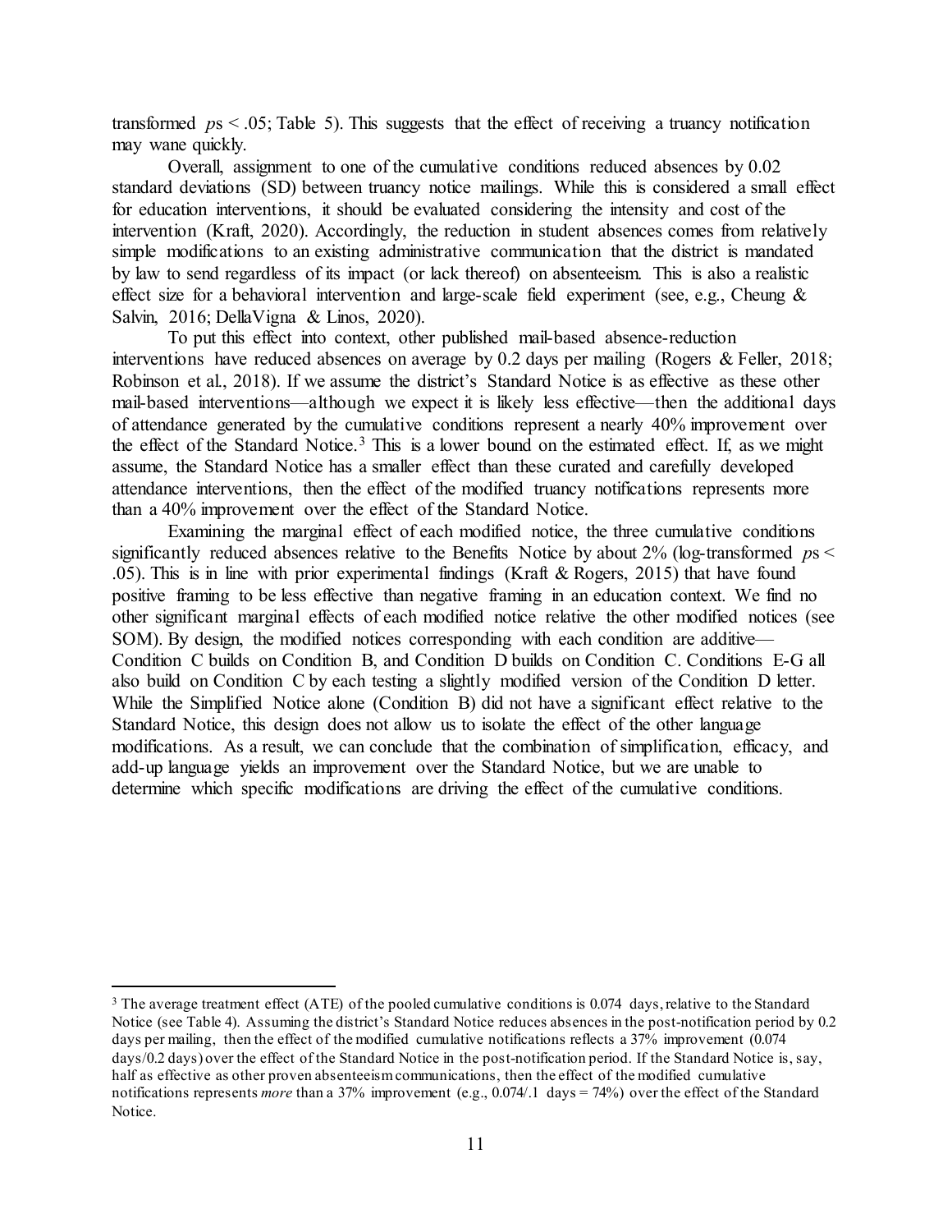transformed $p$s < .05; Table 5). This suggests that the effect of receiving a truancy notification may wane quickly.

Overall, assignment to one of the cumulative conditions reduced absences by 0.02 standard deviations (SD) between truancy notice mailings. While this is considered a small effect for education interventions, it should be evaluated considering the intensity and cost of the intervention (Kraft, 2020). Accordingly, the reduction in student absences comes from relatively simple modifications to an existing administrative communication that the district is mandated by law to send regardless of its impact (or lack thereof) on absenteeism. This is also a realistic effect size for a behavioral intervention and large-scale field experiment (see, e.g., Cheung & Salvin, 2016; DellaVigna & Linos, 2020).

To put this effect into context, other published mail-based absence-reduction interventions have reduced absences on average by 0.2 days per mailing (Rogers & Feller, 2018; Robinson et al., 2018). If we assume the district's Standard Notice is as effective as these other mail-based interventions—although we expect it is likely less effective—then the additional days of attendance generated by the cumulative conditions represent a nearly 40% improvement over the effect of the Standard Notice.[3] This is a lower bound on the estimated effect. If, as we might assume, the Standard Notice has a smaller effect than these curated and carefully developed attendance interventions, then the effect of the modified truancy notifications represents more than a 40% improvement over the effect of the Standard Notice.

Examining the marginal effect of each modified notice, the three cumulative conditions significantly reduced absences relative to the Benefits Notice by about 2% (log-transformed $p$s < .05). This is in line with prior experimental findings (Kraft & Rogers, 2015) that have found positive framing to be less effective than negative framing in an education context. We find no other significant marginal effects of each modified notice relative the other modified notices (see SOM). By design, the modified notices corresponding with each condition are additive—Condition C builds on Condition B, and Condition D builds on Condition C. Conditions E-G all also build on Condition C by each testing a slightly modified version of the Condition D letter. While the Simplified Notice alone (Condition B) did not have a significant effect relative to the Standard Notice, this design does not allow us to isolate the effect of the other language modifications. As a result, we can conclude that the combination of simplification, efficacy, and add-up language yields an improvement over the Standard Notice, but we are unable to determine which specific modifications are driving the effect of the cumulative conditions.

---

[3] The average treatment effect (ATE) of the pooled cumulative conditions is 0.074 days, relative to the Standard Notice (see Table 4). Assuming the district's Standard Notice reduces absences in the post-notification period by 0.2 days per mailing, then the effect of the modified cumulative notifications reflects a 37% improvement (0.074 days/0.2 days) over the effect of the Standard Notice in the post-notification period. If the Standard Notice is, say, half as effective as other proven absenteeism communications, then the effect of the modified cumulative notifications represents *more* than a 37% improvement (e.g., 0.074/.1 days = 74%) over the effect of the Standard Notice.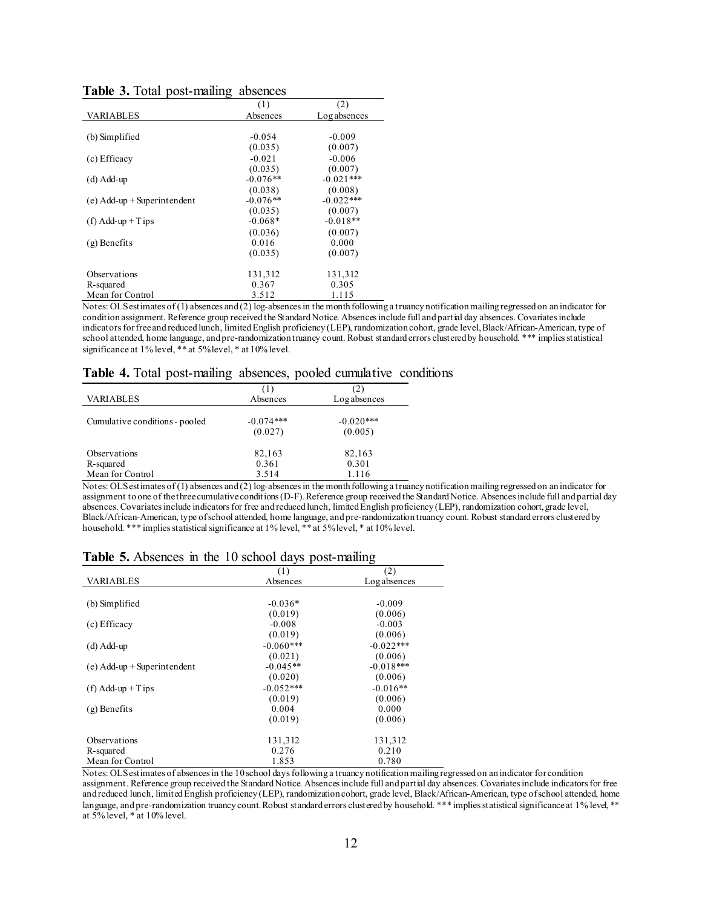**Table 3.** Total post-mailing absences

| VARIABLES | (1) Absences | (2) Log absences |
|---|---|---|
| (b) Simplified | -0.054 | -0.009 |
| | (0.035) | (0.007) |
| (c) Efficacy | -0.021 | -0.006 |
| | (0.035) | (0.007) |
| (d) Add-up | -0.076** | -0.021*** |
| | (0.038) | (0.008) |
| (e) Add-up + Superintendent | -0.076** | -0.022*** |
| | (0.035) | (0.007) |
| (f) Add-up + Tips | -0.068* | -0.018** |
| | (0.036) | (0.007) |
| (g) Benefits | 0.016 | 0.000 |
| | (0.035) | (0.007) |
| Observations | 131,312 | 131,312 |
| R-squared | 0.367 | 0.305 |
| Mean for Control | 3.512 | 1.115 |

Notes: OLS estimates of (1) absences and (2) log-absences in the month following a truancy notification mailing regressed on an indicator for condition assignment. Reference group received the Standard Notice. Absences include full and partial day absences. Covariates include indicators for free and reduced lunch, limited English proficiency (LEP), randomization cohort, grade level, Black/African-American, type of school attended, home language, and pre-randomization truancy count. Robust standard errors clustered by household. *** implies statistical significance at 1% level, ** at 5% level, * at 10% level.

**Table 4.** Total post-mailing absences, pooled cumulative conditions

| VARIABLES | (1) Absences | (2) Log absences |
|---|---|---|
| Cumulative conditions - pooled | -0.074*** | -0.020*** |
| | (0.027) | (0.005) |
| Observations | 82,163 | 82,163 |
| R-squared | 0.361 | 0.301 |
| Mean for Control | 3.514 | 1.116 |

Notes: OLS estimates of (1) absences and (2) log-absences in the month following a truancy notification mailing regressed on an indicator for assignment to one of the three cumulative conditions (D-F). Reference group received the Standard Notice. Absences include full and partial day absences. Covariates include indicators for free and reduced lunch, limited English proficiency (LEP), randomization cohort, grade level, Black/African-American, type of school attended, home language, and pre-randomization truancy count. Robust standard errors clustered by household. *** implies statistical significance at 1% level, ** at 5% level, * at 10% level.

**Table 5.** Absences in the 10 school days post-mailing

| VARIABLES | (1) Absences | (2) Log absences |
|---|---|---|
| (b) Simplified | -0.036* | -0.009 |
| | (0.019) | (0.006) |
| (c) Efficacy | -0.008 | -0.003 |
| | (0.019) | (0.006) |
| (d) Add-up | -0.060*** | -0.022*** |
| | (0.021) | (0.006) |
| (e) Add-up + Superintendent | -0.045** | -0.018*** |
| | (0.020) | (0.006) |
| (f) Add-up + Tips | -0.052*** | -0.016** |
| | (0.019) | (0.006) |
| (g) Benefits | 0.004 | 0.000 |
| | (0.019) | (0.006) |
| Observations | 131,312 | 131,312 |
| R-squared | 0.276 | 0.210 |
| Mean for Control | 1.853 | 0.780 |

Notes: OLS estimates of absences in the 10 school days following a truancy notification mailing regressed on an indicator for condition assignment. Reference group received the Standard Notice. Absences include full and partial day absences. Covariates include indicators for free and reduced lunch, limited English proficiency (LEP), randomization cohort, grade level, Black/African-American, type of school attended, home language, and pre-randomization truancy count. Robust standard errors clustered by household. *** implies statistical significance at 1% level, ** at 5% level, * at 10% level.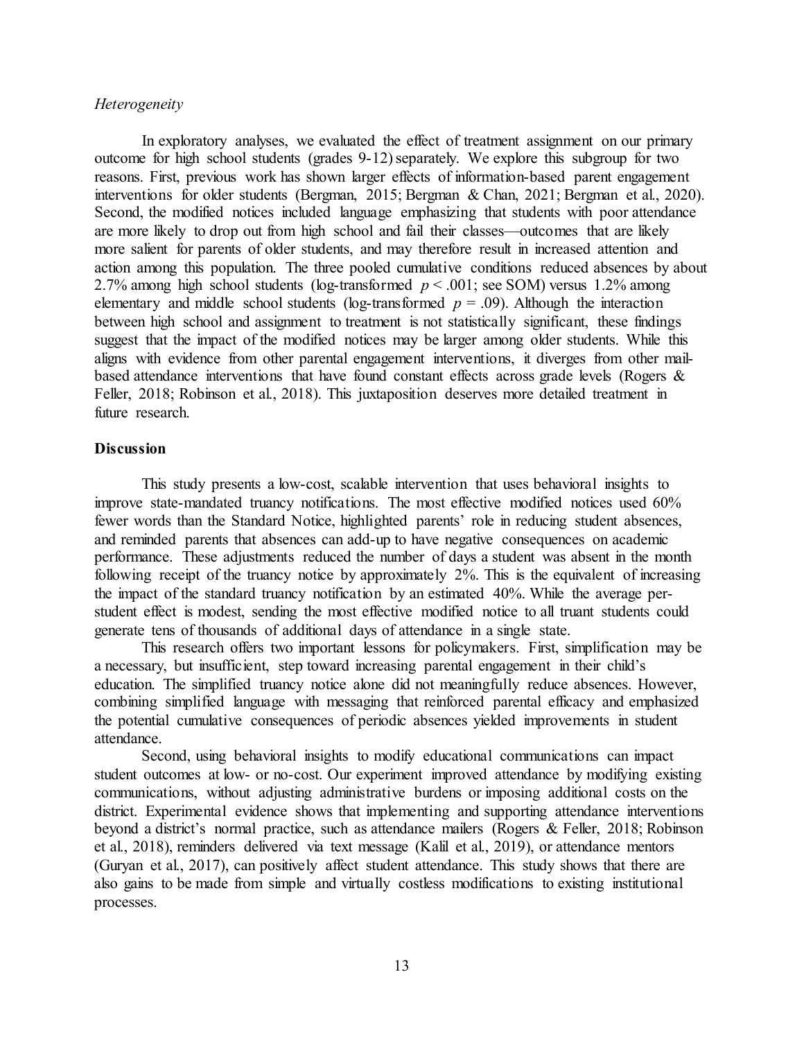*Heterogeneity*

In exploratory analyses, we evaluated the effect of treatment assignment on our primary outcome for high school students (grades 9-12) separately. We explore this subgroup for two reasons. First, previous work has shown larger effects of information-based parent engagement interventions for older students (Bergman, 2015; Bergman & Chan, 2021; Bergman et al., 2020). Second, the modified notices included language emphasizing that students with poor attendance are more likely to drop out from high school and fail their classes—outcomes that are likely more salient for parents of older students, and may therefore result in increased attention and action among this population. The three pooled cumulative conditions reduced absences by about 2.7% among high school students (log-transformed $p < .001$; see SOM) versus 1.2% among elementary and middle school students (log-transformed $p = .09$). Although the interaction between high school and assignment to treatment is not statistically significant, these findings suggest that the impact of the modified notices may be larger among older students. While this aligns with evidence from other parental engagement interventions, it diverges from other mail-based attendance interventions that have found constant effects across grade levels (Rogers & Feller, 2018; Robinson et al., 2018). This juxtaposition deserves more detailed treatment in future research.

## Discussion

This study presents a low-cost, scalable intervention that uses behavioral insights to improve state-mandated truancy notifications. The most effective modified notices used 60% fewer words than the Standard Notice, highlighted parents' role in reducing student absences, and reminded parents that absences can add-up to have negative consequences on academic performance. These adjustments reduced the number of days a student was absent in the month following receipt of the truancy notice by approximately 2%. This is the equivalent of increasing the impact of the standard truancy notification by an estimated 40%. While the average per-student effect is modest, sending the most effective modified notice to all truant students could generate tens of thousands of additional days of attendance in a single state.

This research offers two important lessons for policymakers. First, simplification may be a necessary, but insufficient, step toward increasing parental engagement in their child's education. The simplified truancy notice alone did not meaningfully reduce absences. However, combining simplified language with messaging that reinforced parental efficacy and emphasized the potential cumulative consequences of periodic absences yielded improvements in student attendance.

Second, using behavioral insights to modify educational communications can impact student outcomes at low- or no-cost. Our experiment improved attendance by modifying existing communications, without adjusting administrative burdens or imposing additional costs on the district. Experimental evidence shows that implementing and supporting attendance interventions beyond a district's normal practice, such as attendance mailers (Rogers & Feller, 2018; Robinson et al., 2018), reminders delivered via text message (Kalil et al., 2019), or attendance mentors (Guryan et al., 2017), can positively affect student attendance. This study shows that there are also gains to be made from simple and virtually costless modifications to existing institutional processes.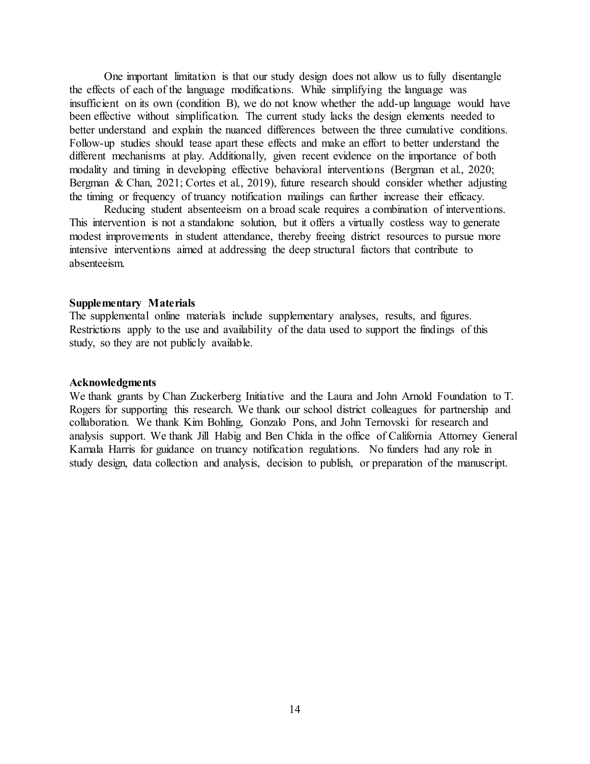One important limitation is that our study design does not allow us to fully disentangle the effects of each of the language modifications. While simplifying the language was insufficient on its own (condition B), we do not know whether the add-up language would have been effective without simplification. The current study lacks the design elements needed to better understand and explain the nuanced differences between the three cumulative conditions. Follow-up studies should tease apart these effects and make an effort to better understand the different mechanisms at play. Additionally, given recent evidence on the importance of both modality and timing in developing effective behavioral interventions (Bergman et al., 2020; Bergman & Chan, 2021; Cortes et al., 2019), future research should consider whether adjusting the timing or frequency of truancy notification mailings can further increase their efficacy.

Reducing student absenteeism on a broad scale requires a combination of interventions. This intervention is not a standalone solution, but it offers a virtually costless way to generate modest improvements in student attendance, thereby freeing district resources to pursue more intensive interventions aimed at addressing the deep structural factors that contribute to absenteeism.

**Supplementary Materials**

The supplemental online materials include supplementary analyses, results, and figures. Restrictions apply to the use and availability of the data used to support the findings of this study, so they are not publicly available.

**Acknowledgments**

We thank grants by Chan Zuckerberg Initiative and the Laura and John Arnold Foundation to T. Rogers for supporting this research. We thank our school district colleagues for partnership and collaboration. We thank Kim Bohling, Gonzalo Pons, and John Ternovski for research and analysis support. We thank Jill Habig and Ben Chida in the office of California Attorney General Kamala Harris for guidance on truancy notification regulations. No funders had any role in study design, data collection and analysis, decision to publish, or preparation of the manuscript.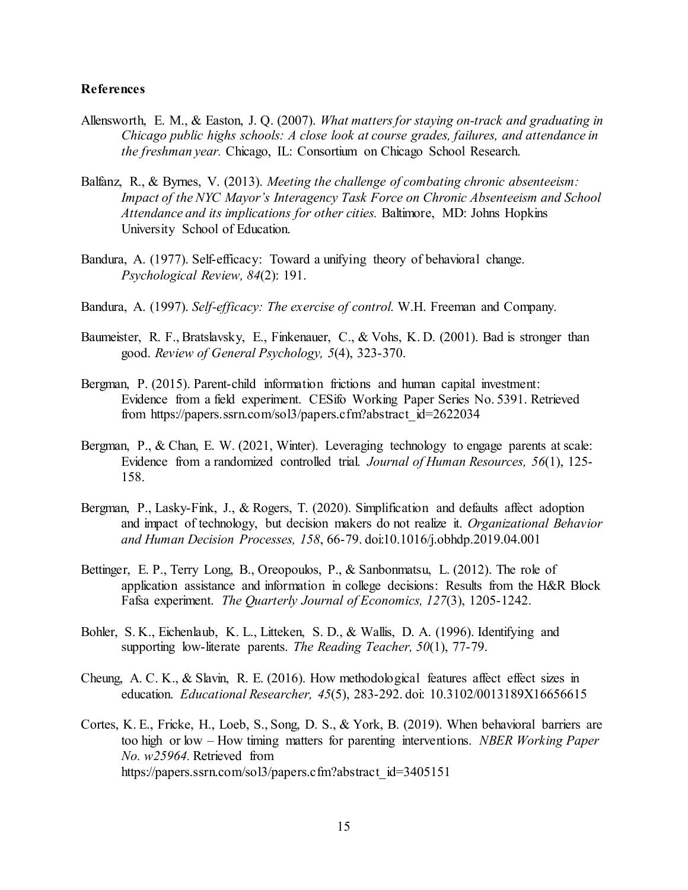**References**

Allensworth, E. M., & Easton, J. Q. (2007). *What matters for staying on-track and graduating in Chicago public highs schools: A close look at course grades, failures, and attendance in the freshman year.* Chicago, IL: Consortium on Chicago School Research.

Balfanz, R., & Byrnes, V. (2013). *Meeting the challenge of combating chronic absenteeism: Impact of the NYC Mayor's Interagency Task Force on Chronic Absenteeism and School Attendance and its implications for other cities.* Baltimore, MD: Johns Hopkins University School of Education.

Bandura, A. (1977). Self-efficacy: Toward a unifying theory of behavioral change. *Psychological Review, 84*(2): 191.

Bandura, A. (1997). *Self-efficacy: The exercise of control.* W.H. Freeman and Company.

Baumeister, R. F., Bratslavsky, E., Finkenauer, C., & Vohs, K. D. (2001). Bad is stronger than good. *Review of General Psychology, 5*(4), 323-370.

Bergman, P. (2015). Parent-child information frictions and human capital investment: Evidence from a field experiment. CESifo Working Paper Series No. 5391. Retrieved from https://papers.ssrn.com/sol3/papers.cfm?abstract_id=2622034

Bergman, P., & Chan, E. W. (2021, Winter). Leveraging technology to engage parents at scale: Evidence from a randomized controlled trial. *Journal of Human Resources, 56*(1), 125-158.

Bergman, P., Lasky-Fink, J., & Rogers, T. (2020). Simplification and defaults affect adoption and impact of technology, but decision makers do not realize it. *Organizational Behavior and Human Decision Processes, 158*, 66-79. doi:10.1016/j.obhdp.2019.04.001

Bettinger, E. P., Terry Long, B., Oreopoulos, P., & Sanbonmatsu, L. (2012). The role of application assistance and information in college decisions: Results from the H&R Block Fafsa experiment. *The Quarterly Journal of Economics, 127*(3), 1205-1242.

Bohler, S. K., Eichenlaub, K. L., Litteken, S. D., & Wallis, D. A. (1996). Identifying and supporting low-literate parents. *The Reading Teacher, 50*(1), 77-79.

Cheung, A. C. K., & Slavin, R. E. (2016). How methodological features affect effect sizes in education. *Educational Researcher, 45*(5), 283-292. doi: 10.3102/0013189X16656615

Cortes, K. E., Fricke, H., Loeb, S., Song, D. S., & York, B. (2019). When behavioral barriers are too high or low – How timing matters for parenting interventions. *NBER Working Paper No. w25964.* Retrieved from https://papers.ssrn.com/sol3/papers.cfm?abstract_id=3405151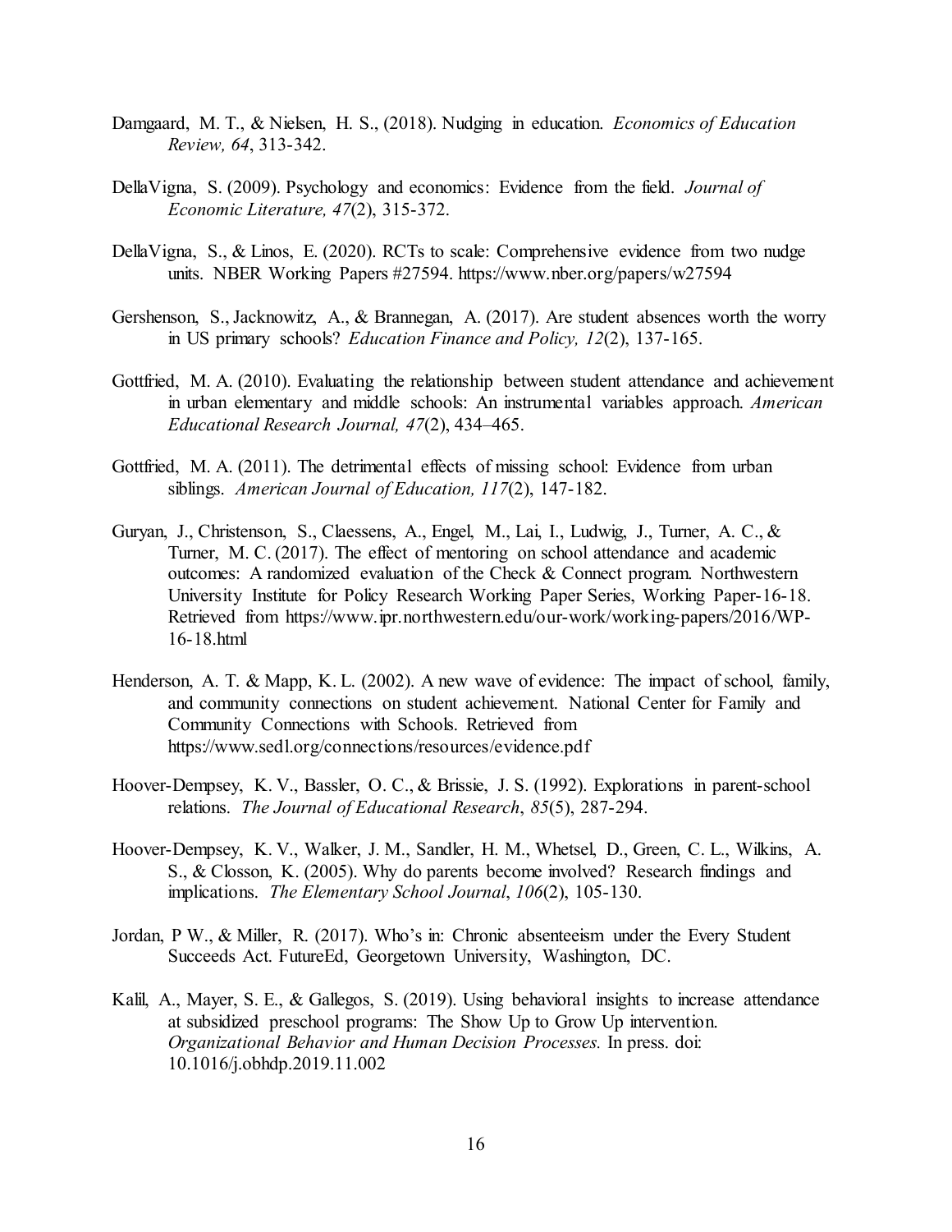Damgaard, M. T., & Nielsen, H. S., (2018). Nudging in education. *Economics of Education Review, 64*, 313-342.

DellaVigna, S. (2009). Psychology and economics: Evidence from the field. *Journal of Economic Literature, 47*(2), 315-372.

DellaVigna, S., & Linos, E. (2020). RCTs to scale: Comprehensive evidence from two nudge units. NBER Working Papers #27594. https://www.nber.org/papers/w27594

Gershenson, S., Jacknowitz, A., & Brannegan, A. (2017). Are student absences worth the worry in US primary schools? *Education Finance and Policy, 12*(2), 137-165.

Gottfried, M. A. (2010). Evaluating the relationship between student attendance and achievement in urban elementary and middle schools: An instrumental variables approach. *American Educational Research Journal, 47*(2), 434–465.

Gottfried, M. A. (2011). The detrimental effects of missing school: Evidence from urban siblings. *American Journal of Education, 117*(2), 147-182.

Guryan, J., Christenson, S., Claessens, A., Engel, M., Lai, I., Ludwig, J., Turner, A. C., & Turner, M. C. (2017). The effect of mentoring on school attendance and academic outcomes: A randomized evaluation of the Check & Connect program. Northwestern University Institute for Policy Research Working Paper Series, Working Paper-16-18. Retrieved from https://www.ipr.northwestern.edu/our-work/working-papers/2016/WP-16-18.html

Henderson, A. T. & Mapp, K. L. (2002). A new wave of evidence: The impact of school, family, and community connections on student achievement. National Center for Family and Community Connections with Schools. Retrieved from https://www.sedl.org/connections/resources/evidence.pdf

Hoover-Dempsey, K. V., Bassler, O. C., & Brissie, J. S. (1992). Explorations in parent-school relations. *The Journal of Educational Research*, *85*(5), 287-294.

Hoover-Dempsey, K. V., Walker, J. M., Sandler, H. M., Whetsel, D., Green, C. L., Wilkins, A. S., & Closson, K. (2005). Why do parents become involved? Research findings and implications. *The Elementary School Journal*, *106*(2), 105-130.

Jordan, P W., & Miller, R. (2017). Who's in: Chronic absenteeism under the Every Student Succeeds Act. FutureEd, Georgetown University, Washington, DC.

Kalil, A., Mayer, S. E., & Gallegos, S. (2019). Using behavioral insights to increase attendance at subsidized preschool programs: The Show Up to Grow Up intervention. *Organizational Behavior and Human Decision Processes.* In press. doi: 10.1016/j.obhdp.2019.11.002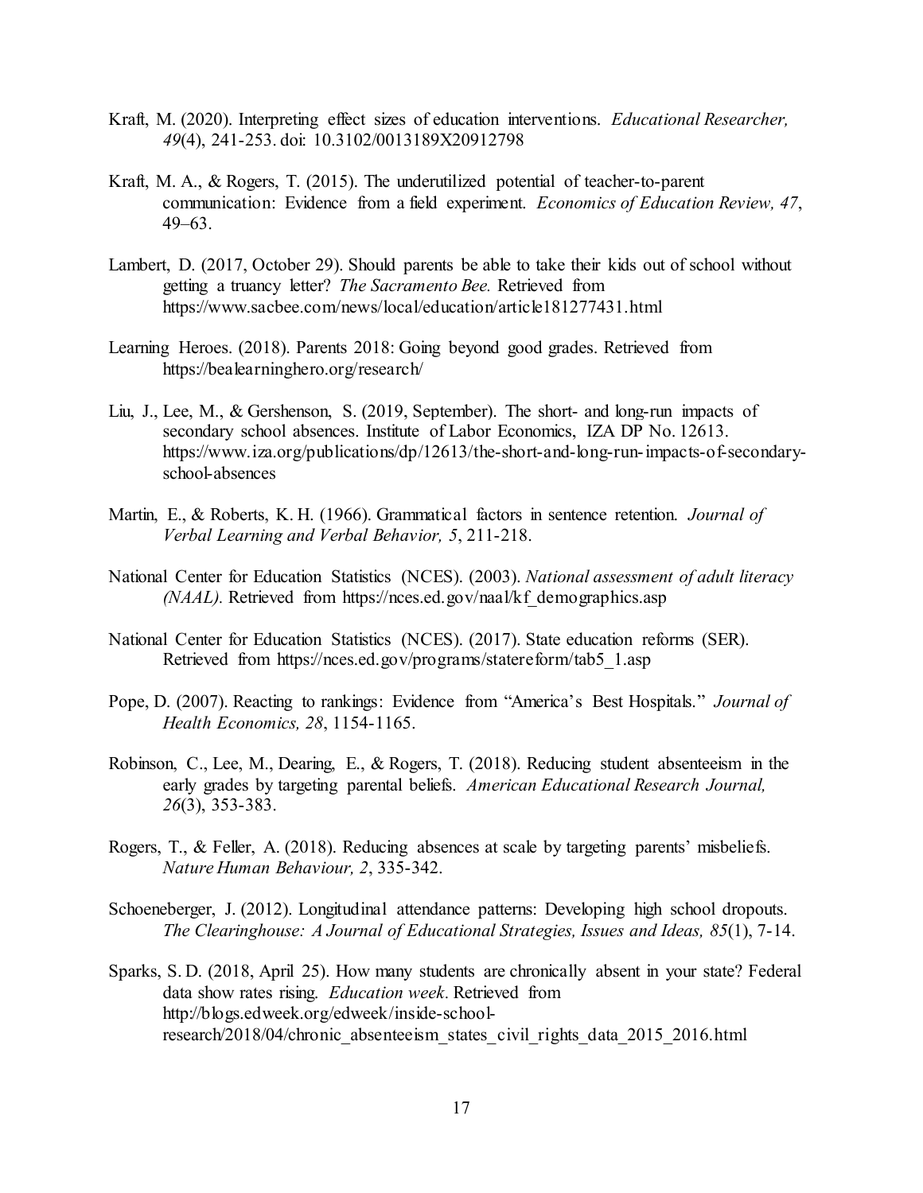Kraft, M. (2020). Interpreting effect sizes of education interventions. *Educational Researcher, 49*(4), 241-253. doi: 10.3102/0013189X20912798

Kraft, M. A., & Rogers, T. (2015). The underutilized potential of teacher-to-parent communication: Evidence from a field experiment. *Economics of Education Review, 47*, 49–63.

Lambert, D. (2017, October 29). Should parents be able to take their kids out of school without getting a truancy letter? *The Sacramento Bee.* Retrieved from https://www.sacbee.com/news/local/education/article181277431.html

Learning Heroes. (2018). Parents 2018: Going beyond good grades. Retrieved from https://bealearninghero.org/research/

Liu, J., Lee, M., & Gershenson, S. (2019, September). The short- and long-run impacts of secondary school absences. Institute of Labor Economics, IZA DP No. 12613. https://www.iza.org/publications/dp/12613/the-short-and-long-run-impacts-of-secondary-school-absences

Martin, E., & Roberts, K. H. (1966). Grammatical factors in sentence retention. *Journal of Verbal Learning and Verbal Behavior, 5*, 211-218.

National Center for Education Statistics (NCES). (2003). *National assessment of adult literacy (NAAL).* Retrieved from https://nces.ed.gov/naal/kf_demographics.asp

National Center for Education Statistics (NCES). (2017). State education reforms (SER). Retrieved from https://nces.ed.gov/programs/statereform/tab5_1.asp

Pope, D. (2007). Reacting to rankings: Evidence from "America's Best Hospitals." *Journal of Health Economics, 28*, 1154-1165.

Robinson, C., Lee, M., Dearing, E., & Rogers, T. (2018). Reducing student absenteeism in the early grades by targeting parental beliefs. *American Educational Research Journal, 26*(3), 353-383.

Rogers, T., & Feller, A. (2018). Reducing absences at scale by targeting parents' misbeliefs. *Nature Human Behaviour, 2*, 335-342.

Schoeneberger, J. (2012). Longitudinal attendance patterns: Developing high school dropouts. *The Clearinghouse: A Journal of Educational Strategies, Issues and Ideas, 85*(1), 7-14.

Sparks, S. D. (2018, April 25). How many students are chronically absent in your state? Federal data show rates rising. *Education week*. Retrieved from http://blogs.edweek.org/edweek/inside-school-research/2018/04/chronic_absenteeism_states_civil_rights_data_2015_2016.html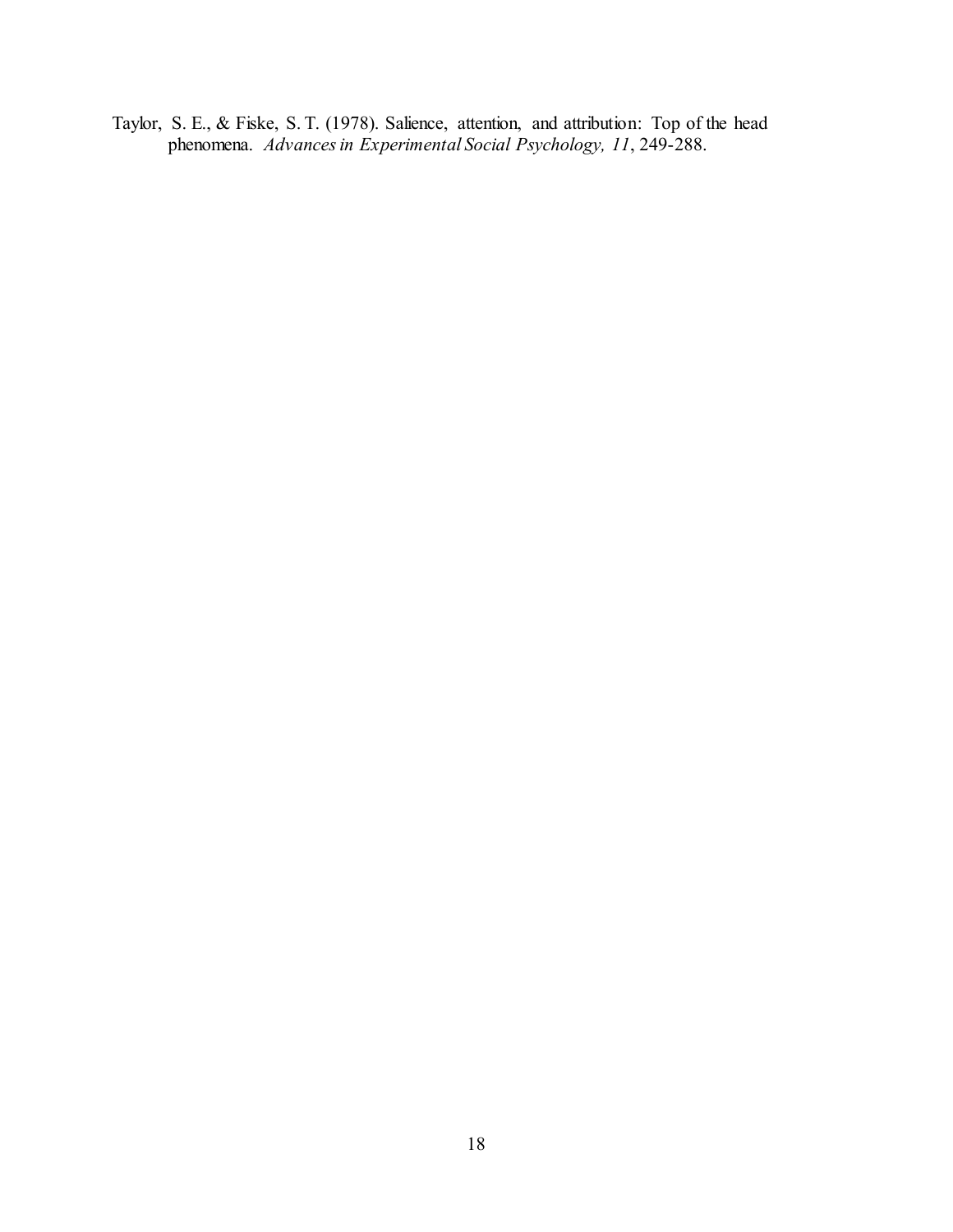Taylor, S. E., & Fiske, S. T. (1978). Salience, attention, and attribution: Top of the head phenomena. *Advances in Experimental Social Psychology, 11*, 249-288.